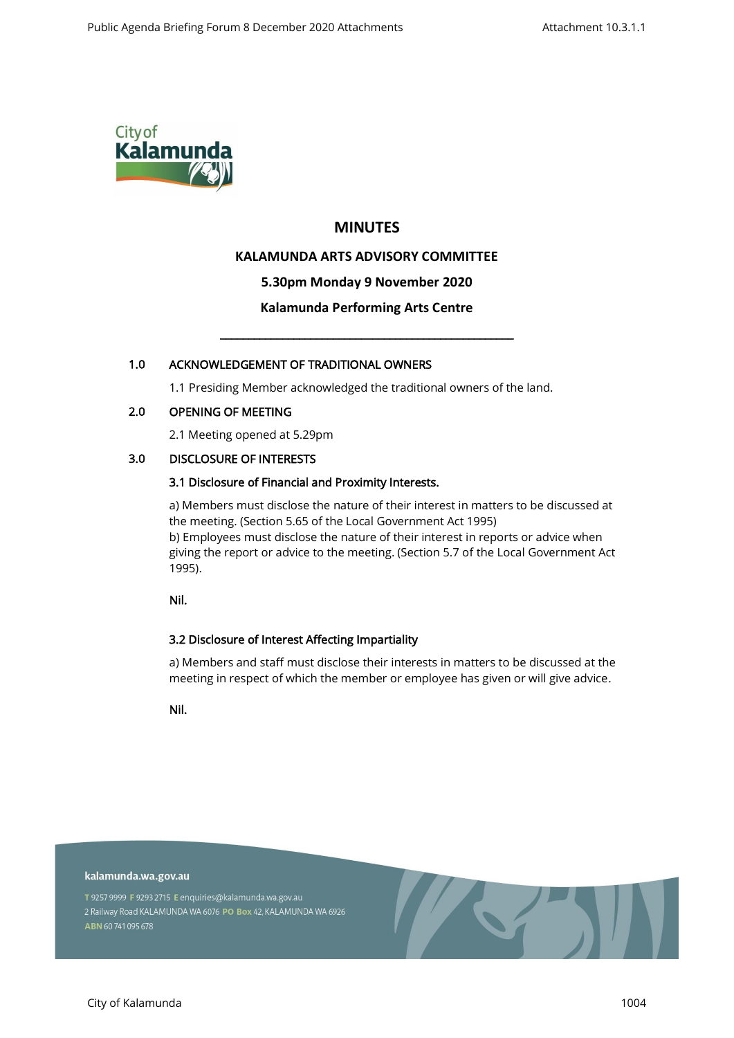# MINUTES

## KALAMUNDA ARTS ADVISORY COMMITTEE

**5.30pm Monday 9 November 2020**

**Kalamunda Performing Arts Centre**

---

**1.0 ACKNOWLEDGEMENT OF TRADITIONAL OWNERS**

1.1 Presiding Member acknowledged the traditional owners of the land.

**2.0 OPENING OF MEETING**

2.1 Meeting opened at 5.29pm

**3.0 DISCLOSURE OF INTERESTS**

**3.1 Disclosure of Financial and Proximity Interests.**

a) Members must disclose the nature of their interest in matters to be discussed at the meeting. (Section 5.65 of the Local Government Act 1995)
b) Employees must disclose the nature of their interest in reports or advice when giving the report or advice to the meeting. (Section 5.7 of the Local Government Act 1995).

**Nil.**

**3.2 Disclosure of Interest Affecting Impartiality**

a) Members and staff must disclose their interests in matters to be discussed at the meeting in respect of which the member or employee has given or will give advice.

**Nil.**

kalamunda.wa.gov.au

T 9257 9999 F 9293 2715 E enquiries@kalamunda.wa.gov.au
2 Railway Road KALAMUNDA WA 6076 PO Box 42, KALAMUNDA WA 6926
ABN 60 741 095 678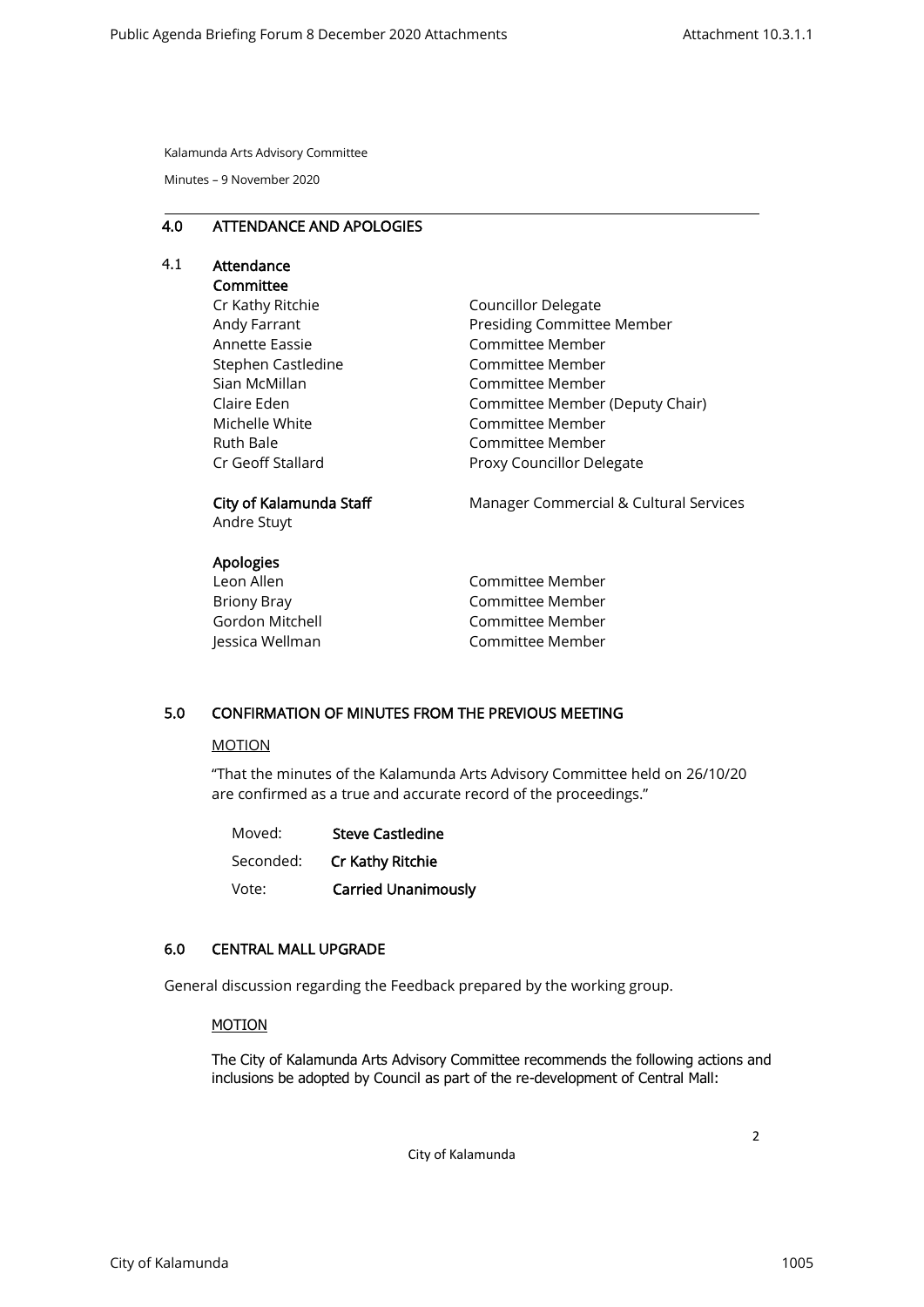Kalamunda Arts Advisory Committee

Minutes – 9 November 2020

## 4.0 ATTENDANCE AND APOLOGIES

### 4.1 Attendance

**Committee**

| | |
|---|---|
| Cr Kathy Ritchie | Councillor Delegate |
| Andy Farrant | Presiding Committee Member |
| Annette Eassie | Committee Member |
| Stephen Castledine | Committee Member |
| Sian McMillan | Committee Member |
| Claire Eden | Committee Member (Deputy Chair) |
| Michelle White | Committee Member |
| Ruth Bale | Committee Member |
| Cr Geoff Stallard | Proxy Councillor Delegate |

**City of Kalamunda Staff**

| | |
|---|---|
| Andre Stuyt | Manager Commercial & Cultural Services |

**Apologies**

| | |
|---|---|
| Leon Allen | Committee Member |
| Briony Bray | Committee Member |
| Gordon Mitchell | Committee Member |
| Jessica Wellman | Committee Member |

## 5.0 CONFIRMATION OF MINUTES FROM THE PREVIOUS MEETING

MOTION

"That the minutes of the Kalamunda Arts Advisory Committee held on 26/10/20 are confirmed as a true and accurate record of the proceedings."

Moved: **Steve Castledine**

Seconded: **Cr Kathy Ritchie**

Vote: **Carried Unanimously**

## 6.0 CENTRAL MALL UPGRADE

General discussion regarding the Feedback prepared by the working group.

MOTION

The City of Kalamunda Arts Advisory Committee recommends the following actions and inclusions be adopted by Council as part of the re-development of Central Mall: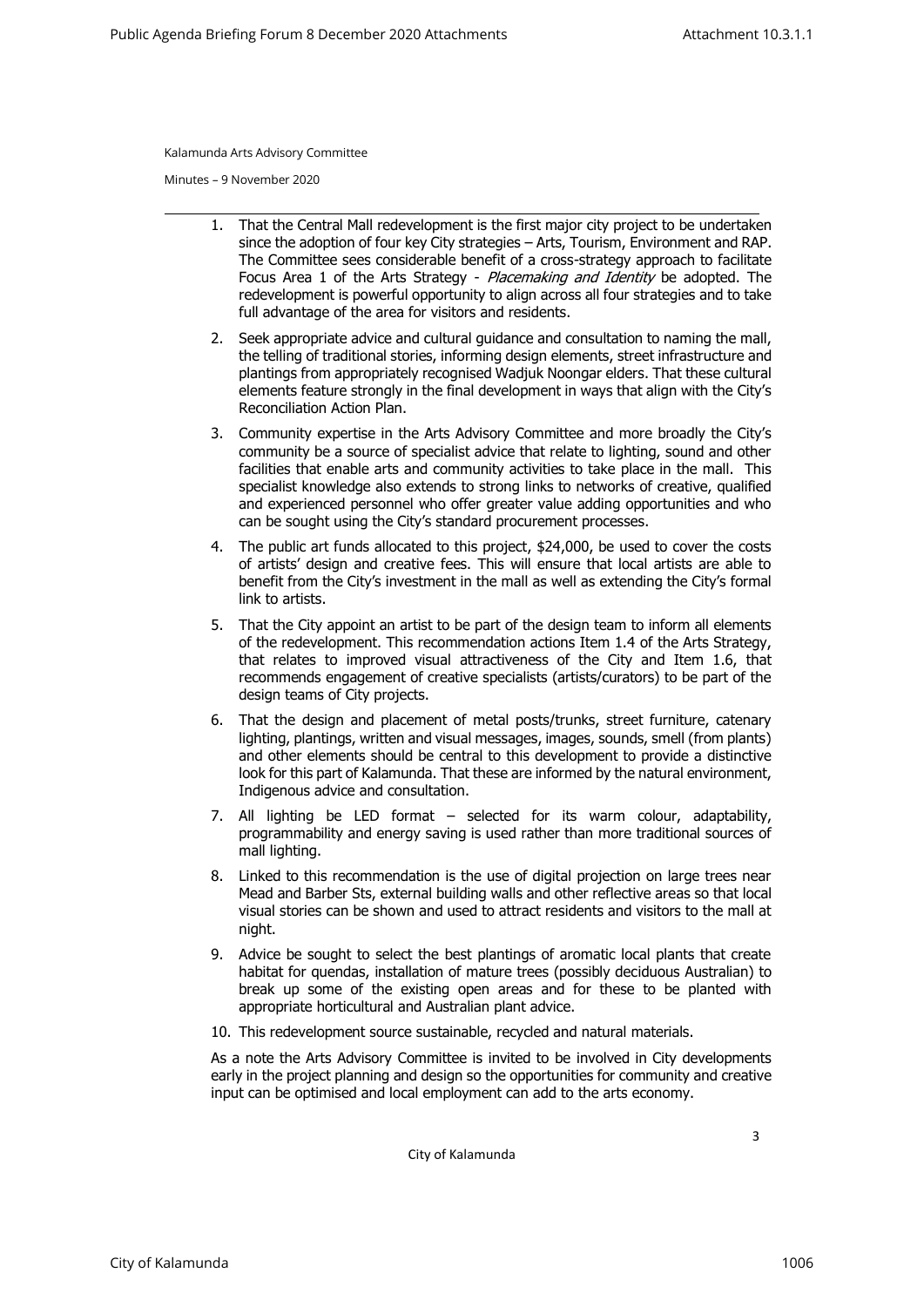1. That the Central Mall redevelopment is the first major city project to be undertaken since the adoption of four key City strategies – Arts, Tourism, Environment and RAP. The Committee sees considerable benefit of a cross-strategy approach to facilitate Focus Area 1 of the Arts Strategy - *Placemaking and Identity* be adopted. The redevelopment is powerful opportunity to align across all four strategies and to take full advantage of the area for visitors and residents.

2. Seek appropriate advice and cultural guidance and consultation to naming the mall, the telling of traditional stories, informing design elements, street infrastructure and plantings from appropriately recognised Wadjuk Noongar elders. That these cultural elements feature strongly in the final development in ways that align with the City's Reconciliation Action Plan.

3. Community expertise in the Arts Advisory Committee and more broadly the City's community be a source of specialist advice that relate to lighting, sound and other facilities that enable arts and community activities to take place in the mall. This specialist knowledge also extends to strong links to networks of creative, qualified and experienced personnel who offer greater value adding opportunities and who can be sought using the City's standard procurement processes.

4. The public art funds allocated to this project, $24,000, be used to cover the costs of artists' design and creative fees. This will ensure that local artists are able to benefit from the City's investment in the mall as well as extending the City's formal link to artists.

5. That the City appoint an artist to be part of the design team to inform all elements of the redevelopment. This recommendation actions Item 1.4 of the Arts Strategy, that relates to improved visual attractiveness of the City and Item 1.6, that recommends engagement of creative specialists (artists/curators) to be part of the design teams of City projects.

6. That the design and placement of metal posts/trunks, street furniture, catenary lighting, plantings, written and visual messages, images, sounds, smell (from plants) and other elements should be central to this development to provide a distinctive look for this part of Kalamunda. That these are informed by the natural environment, Indigenous advice and consultation.

7. All lighting be LED format – selected for its warm colour, adaptability, programmability and energy saving is used rather than more traditional sources of mall lighting.

8. Linked to this recommendation is the use of digital projection on large trees near Mead and Barber Sts, external building walls and other reflective areas so that local visual stories can be shown and used to attract residents and visitors to the mall at night.

9. Advice be sought to select the best plantings of aromatic local plants that create habitat for quendas, installation of mature trees (possibly deciduous Australian) to break up some of the existing open areas and for these to be planted with appropriate horticultural and Australian plant advice.

10. This redevelopment source sustainable, recycled and natural materials.

As a note the Arts Advisory Committee is invited to be involved in City developments early in the project planning and design so the opportunities for community and creative input can be optimised and local employment can add to the arts economy.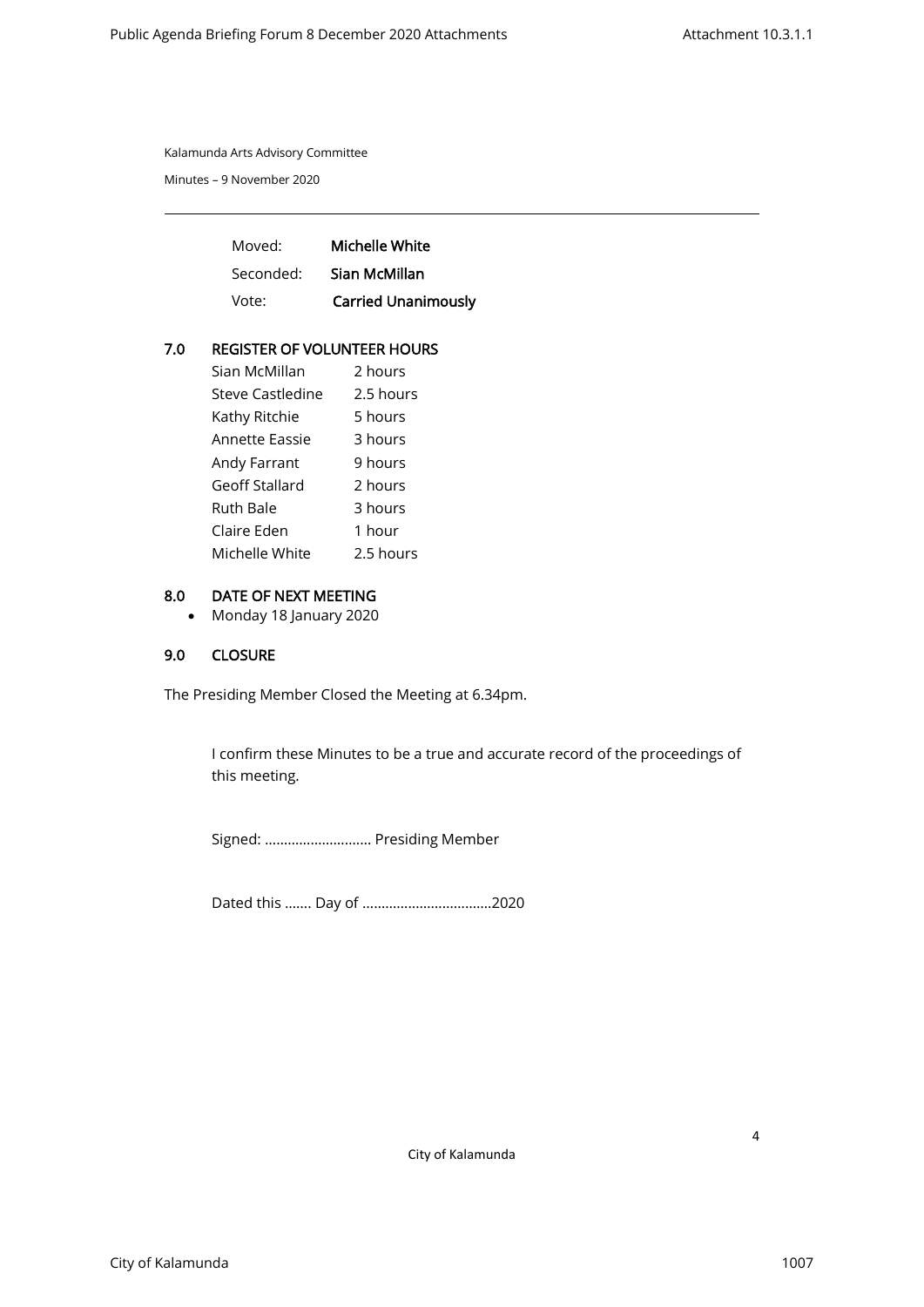| | |
|---|---|
| Moved: | **Michelle White** |
| Seconded: | **Sian McMillan** |
| Vote: | **Carried Unanimously** |

## 7.0 REGISTER OF VOLUNTEER HOURS

| | |
|---|---|
| Sian McMillan | 2 hours |
| Steve Castledine | 2.5 hours |
| Kathy Ritchie | 5 hours |
| Annette Eassie | 3 hours |
| Andy Farrant | 9 hours |
| Geoff Stallard | 2 hours |
| Ruth Bale | 3 hours |
| Claire Eden | 1 hour |
| Michelle White | 2.5 hours |

## 8.0 DATE OF NEXT MEETING

- Monday 18 January 2020

## 9.0 CLOSURE

The Presiding Member Closed the Meeting at 6.34pm.

I confirm these Minutes to be a true and accurate record of the proceedings of this meeting.

Signed: ……………………… Presiding Member

Dated this ……. Day of ……………………………2020